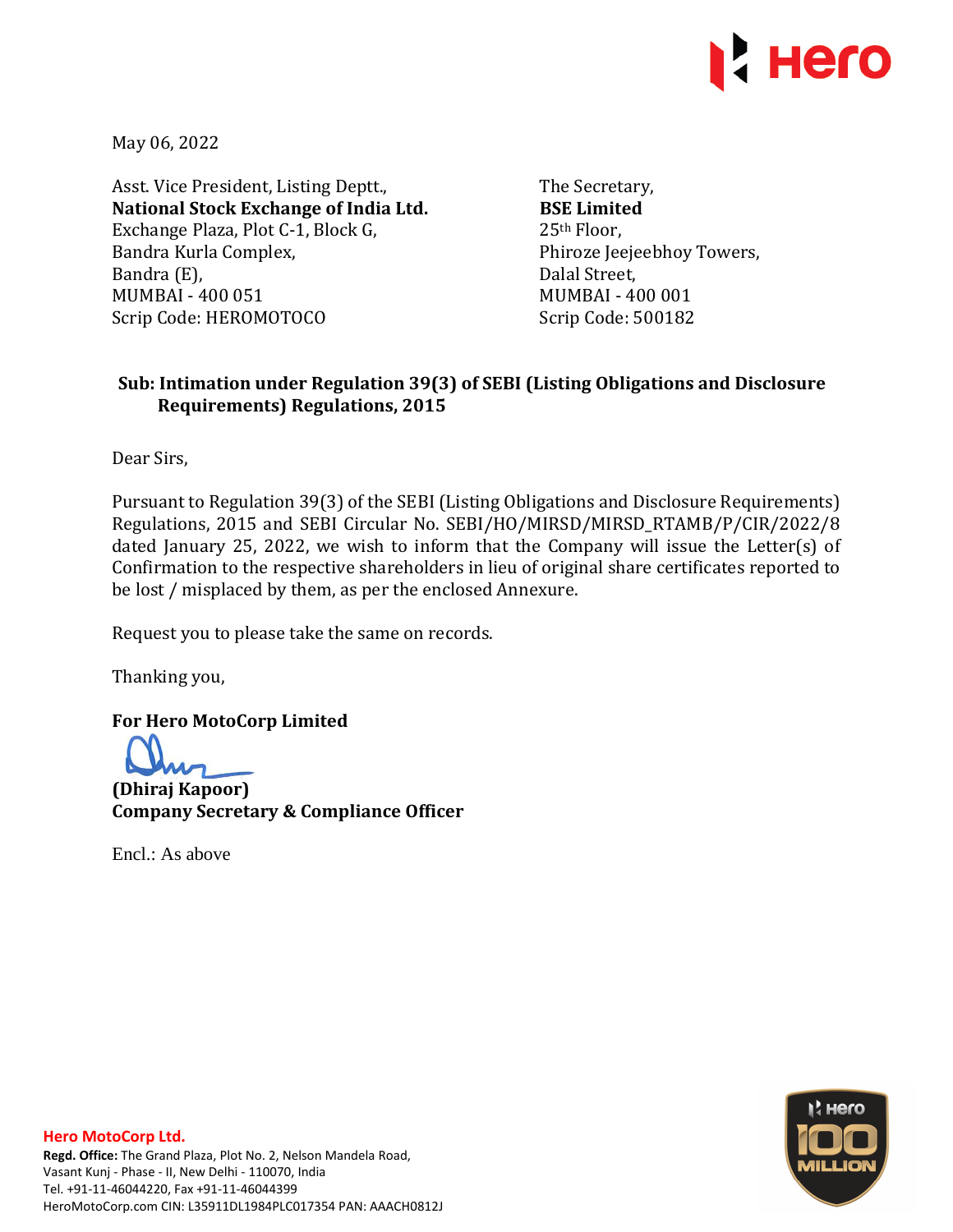May 06, 2022

Asst. Vice President, Listing Deptt.,
**National Stock Exchange of India Ltd.**
Exchange Plaza, Plot C-1, Block G,
Bandra Kurla Complex,
Bandra (E),
MUMBAI - 400 051
Scrip Code: HEROMOTOCO

The Secretary,
**BSE Limited**
25th Floor,
Phiroze Jeejeebhoy Towers,
Dalal Street,
MUMBAI - 400 001
Scrip Code: 500182

**Sub: Intimation under Regulation 39(3) of SEBI (Listing Obligations and Disclosure Requirements) Regulations, 2015**

Dear Sirs,

Pursuant to Regulation 39(3) of the SEBI (Listing Obligations and Disclosure Requirements) Regulations, 2015 and SEBI Circular No. SEBI/HO/MIRSD/MIRSD_RTAMB/P/CIR/2022/8 dated January 25, 2022, we wish to inform that the Company will issue the Letter(s) of Confirmation to the respective shareholders in lieu of original share certificates reported to be lost / misplaced by them, as per the enclosed Annexure.

Request you to please take the same on records.

Thanking you,

**For Hero MotoCorp Limited**

**(Dhiraj Kapoor)**
**Company Secretary & Compliance Officer**

Encl.: As above

**Hero MotoCorp Ltd.**
**Regd. Office:** The Grand Plaza, Plot No. 2, Nelson Mandela Road, Vasant Kunj - Phase - II, New Delhi - 110070, India
Tel. +91-11-46044220, Fax +91-11-46044399
HeroMotoCorp.com CIN: L35911DL1984PLC017354 PAN: AAACH0812J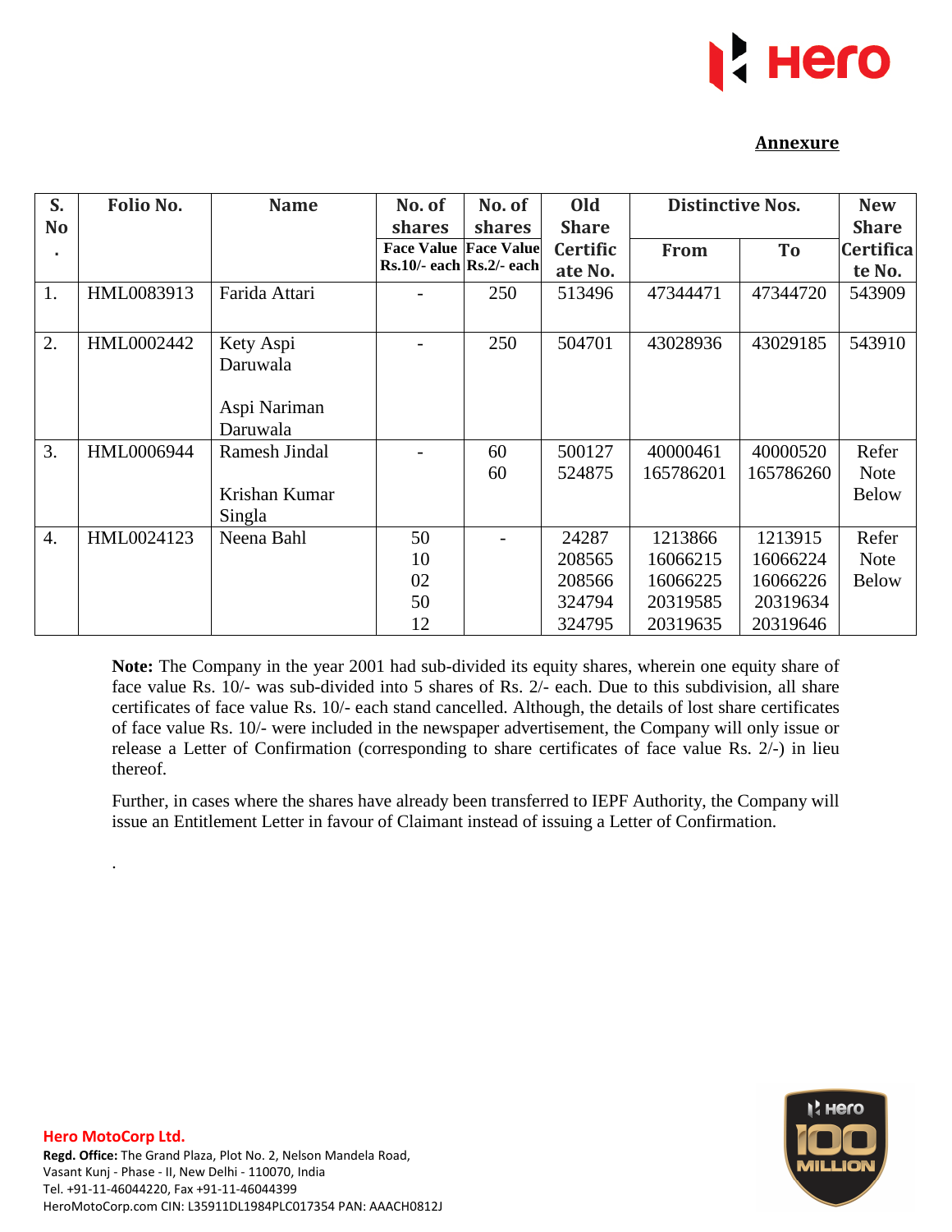## Annexure

| S. No. | Folio No. | Name | No. of shares | No. of shares | Old Share Certificate No. | Distinctive Nos. | | New Share Certificate No. |
|---|---|---|---|---|---|---|---|---|
| | | | Face Value Rs.10/- each | Face Value Rs.2/- each | | From | To | |
| 1. | HML0083913 | Farida Attari | - | 250 | 513496 | 47344471 | 47344720 | 543909 |
| 2. | HML0002442 | Kety Aspi Daruwala<br><br>Aspi Nariman Daruwala | - | 250 | 504701 | 43028936 | 43029185 | 543910 |
| 3. | HML0006944 | Ramesh Jindal<br><br>Krishan Kumar Singla | - | 60<br>60 | 500127<br>524875 | 40000461<br>165786201 | 40000520<br>165786260 | Refer Note Below |
| 4. | HML0024123 | Neena Bahl | 50<br>10<br>02<br>50<br>12 | - | 24287<br>208565<br>208566<br>324794<br>324795 | 1213866<br>16066215<br>16066225<br>20319585<br>20319635 | 1213915<br>16066224<br>16066226<br>20319634<br>20319646 | Refer Note Below |

**Note:** The Company in the year 2001 had sub-divided its equity shares, wherein one equity share of face value Rs. 10/- was sub-divided into 5 shares of Rs. 2/- each. Due to this subdivision, all share certificates of face value Rs. 10/- each stand cancelled. Although, the details of lost share certificates of face value Rs. 10/- were included in the newspaper advertisement, the Company will only issue or release a Letter of Confirmation (corresponding to share certificates of face value Rs. 2/-) in lieu thereof.

Further, in cases where the shares have already been transferred to IEPF Authority, the Company will issue an Entitlement Letter in favour of Claimant instead of issuing a Letter of Confirmation.

**Hero MotoCorp Ltd.**
**Regd. Office:** The Grand Plaza, Plot No. 2, Nelson Mandela Road, Vasant Kunj - Phase - II, New Delhi - 110070, India
Tel. +91-11-46044220, Fax +91-11-46044399
HeroMotoCorp.com CIN: L35911DL1984PLC017354 PAN: AAACH0812J